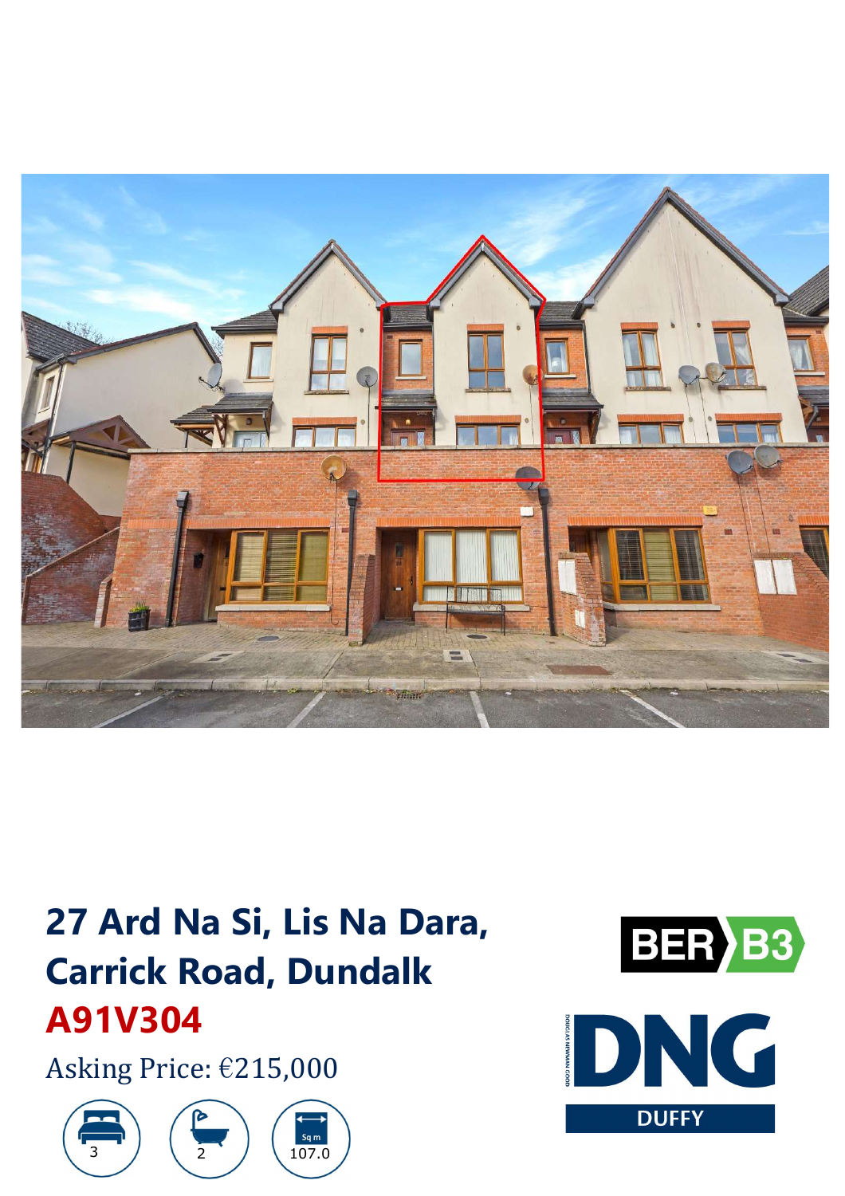# 27 Ard Na Si, Lis Na Dara, Carrick Road, Dundalk

## A91V304

Asking Price: €215,000

3 | 2 | 107.0 Sq m

BER B3

DNG DUFFY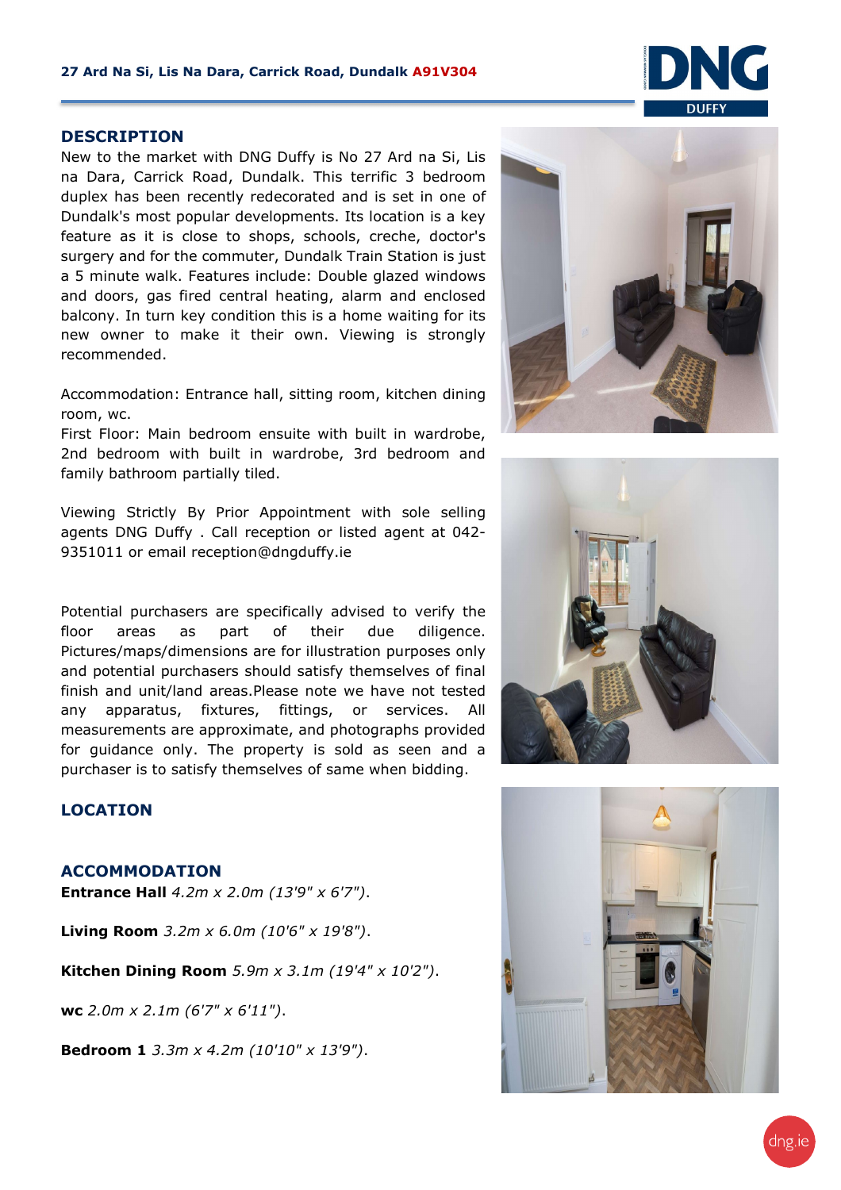**27 Ard Na Si, Lis Na Dara, Carrick Road, Dundalk A91V304**

## DESCRIPTION

New to the market with DNG Duffy is No 27 Ard na Si, Lis na Dara, Carrick Road, Dundalk. This terrific 3 bedroom duplex has been recently redecorated and is set in one of Dundalk's most popular developments. Its location is a key feature as it is close to shops, schools, creche, doctor's surgery and for the commuter, Dundalk Train Station is just a 5 minute walk. Features include: Double glazed windows and doors, gas fired central heating, alarm and enclosed balcony. In turn key condition this is a home waiting for its new owner to make it their own. Viewing is strongly recommended.

Accommodation: Entrance hall, sitting room, kitchen dining room, wc.
First Floor: Main bedroom ensuite with built in wardrobe, 2nd bedroom with built in wardrobe, 3rd bedroom and family bathroom partially tiled.

Viewing Strictly By Prior Appointment with sole selling agents DNG Duffy . Call reception or listed agent at 042-9351011 or email reception@dngduffy.ie

Potential purchasers are specifically advised to verify the floor areas as part of their due diligence. Pictures/maps/dimensions are for illustration purposes only and potential purchasers should satisfy themselves of final finish and unit/land areas.Please note we have not tested any apparatus, fixtures, fittings, or services. All measurements are approximate, and photographs provided for guidance only. The property is sold as seen and a purchaser is to satisfy themselves of same when bidding.

## LOCATION

## ACCOMMODATION

**Entrance Hall** *4.2m x 2.0m (13'9" x 6'7").*

**Living Room** *3.2m x 6.0m (10'6" x 19'8").*

**Kitchen Dining Room** *5.9m x 3.1m (19'4" x 10'2").*

**wc** *2.0m x 2.1m (6'7" x 6'11").*

**Bedroom 1** *3.3m x 4.2m (10'10" x 13'9").*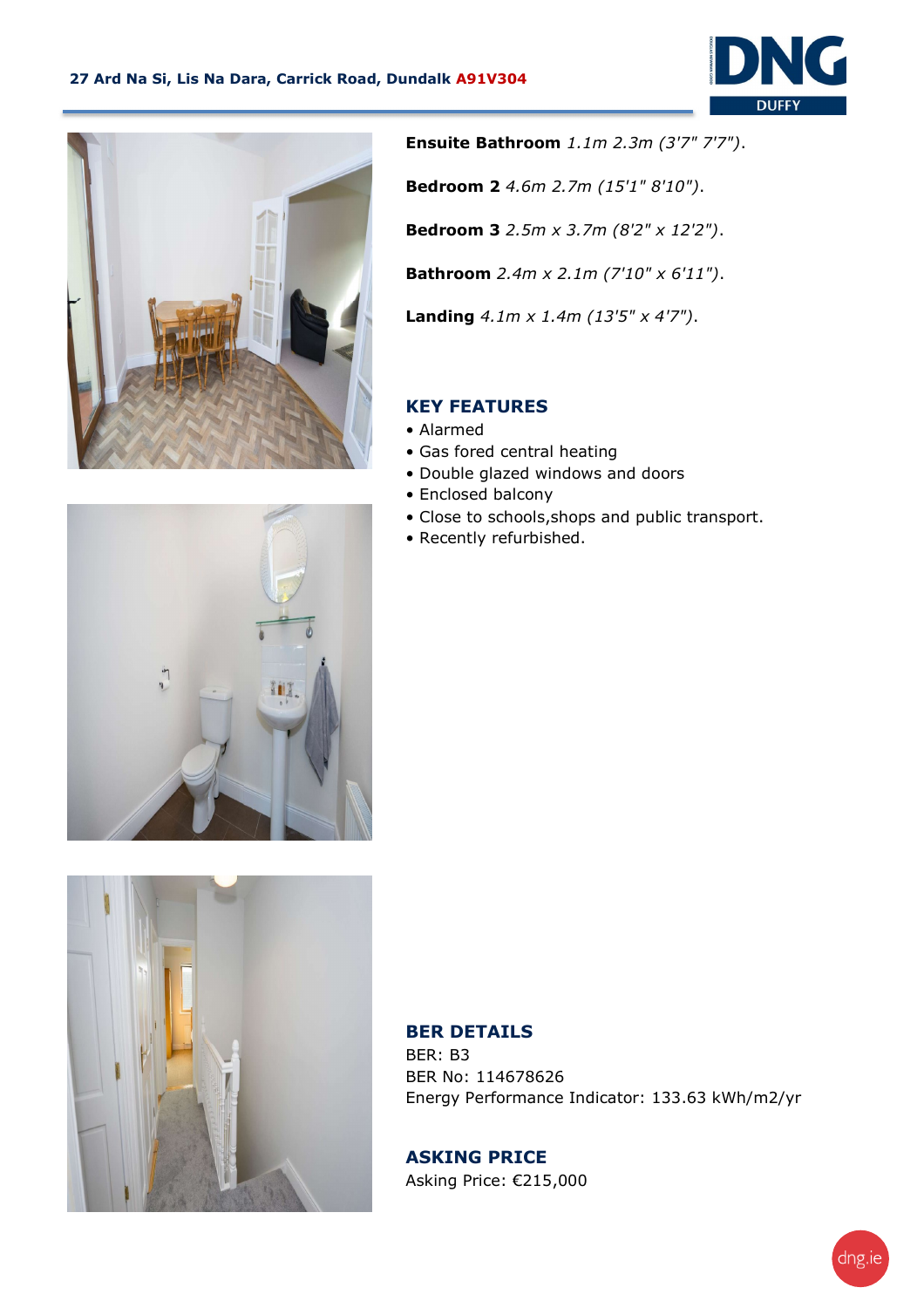**Ensuite Bathroom** *1.1m 2.3m (3'7" 7'7").*

**Bedroom 2** *4.6m 2.7m (15'1" 8'10").*

**Bedroom 3** *2.5m x 3.7m (8'2" x 12'2").*

**Bathroom** *2.4m x 2.1m (7'10" x 6'11").*

**Landing** *4.1m x 1.4m (13'5" x 4'7").*

## KEY FEATURES

- Alarmed
- Gas fored central heating
- Double glazed windows and doors
- Enclosed balcony
- Close to schools,shops and public transport.
- Recently refurbished.

## BER DETAILS

BER: B3
BER No: 114678626
Energy Performance Indicator: 133.63 kWh/m2/yr

## ASKING PRICE

Asking Price: €215,000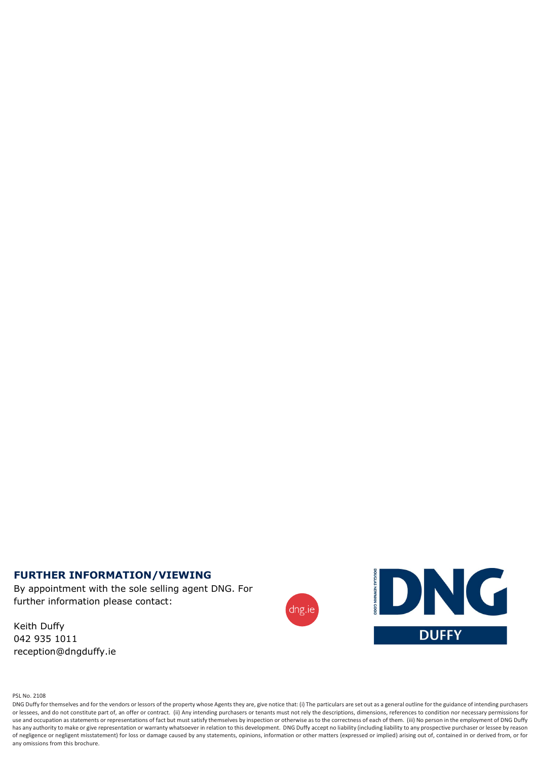## FURTHER INFORMATION/VIEWING

By appointment with the sole selling agent DNG. For further information please contact:

Keith Duffy
042 935 1011
reception@dngduffy.ie

dng.ie

DOUGLAS NEWMAN GOOD
DNG
DUFFY

PSL No. 2108

DNG Duffy for themselves and for the vendors or lessors of the property whose Agents they are, give notice that: (i) The particulars are set out as a general outline for the guidance of intending purchasers or lessees, and do not constitute part of, an offer or contract. (ii) Any intending purchasers or tenants must not rely the descriptions, dimensions, references to condition nor necessary permissions for use and occupation as statements or representations of fact but must satisfy themselves by inspection or otherwise as to the correctness of each of them. (iii) No person in the employment of DNG Duffy has any authority to make or give representation or warranty whatsoever in relation to this development. DNG Duffy accept no liability (including liability to any prospective purchaser or lessee by reason of negligence or negligent misstatement) for loss or damage caused by any statements, opinions, information or other matters (expressed or implied) arising out of, contained in or derived from, or for any omissions from this brochure.